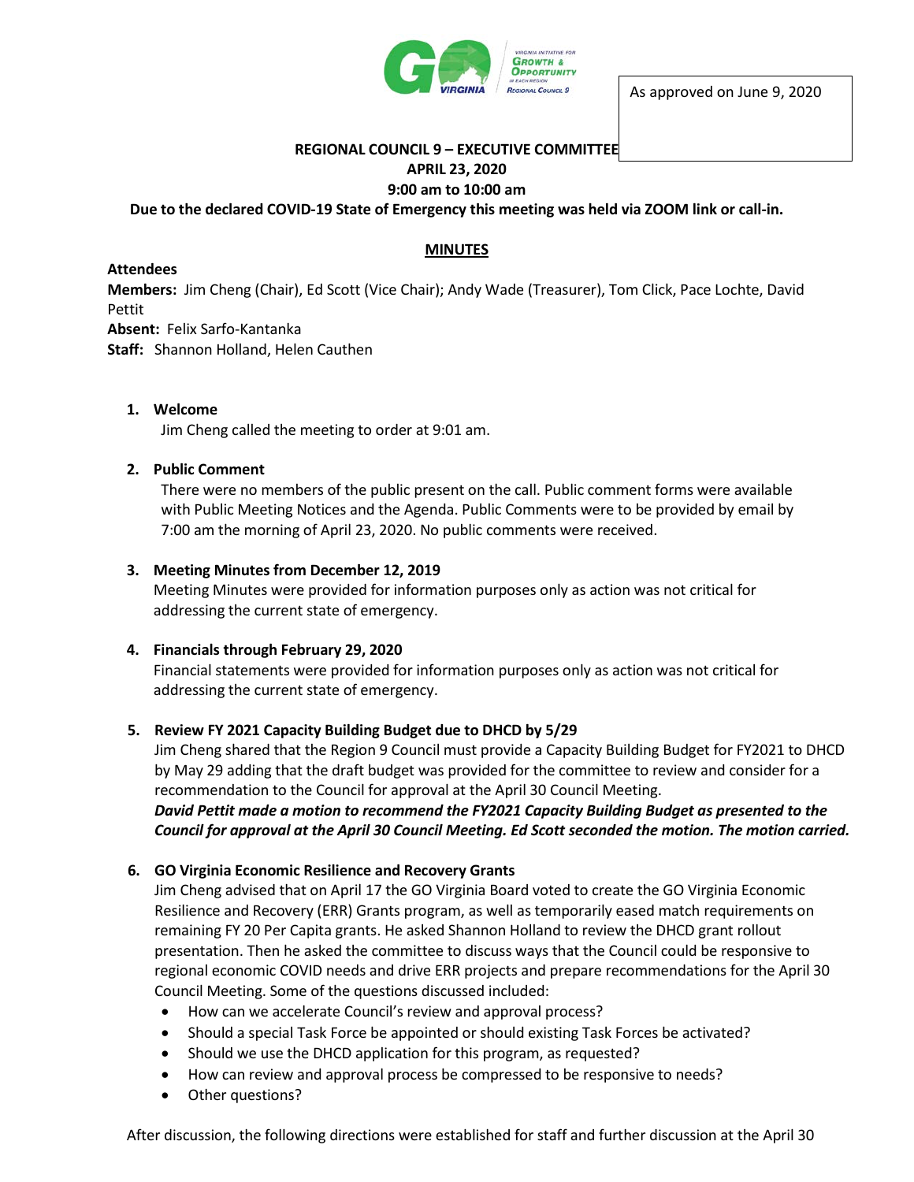As approved on June 9, 2020

**REGIONAL COUNCIL 9 – EXECUTIVE COMMITTEE**
**APRIL 23, 2020**
**9:00 am to 10:00 am**
**Due to the declared COVID-19 State of Emergency this meeting was held via ZOOM link or call-in.**

## MINUTES

**Attendees**
**Members:** Jim Cheng (Chair), Ed Scott (Vice Chair); Andy Wade (Treasurer), Tom Click, Pace Lochte, David Pettit
**Absent:** Felix Sarfo-Kantanka
**Staff:** Shannon Holland, Helen Cauthen

1. **Welcome**
   Jim Cheng called the meeting to order at 9:01 am.

2. **Public Comment**
   There were no members of the public present on the call. Public comment forms were available with Public Meeting Notices and the Agenda. Public Comments were to be provided by email by 7:00 am the morning of April 23, 2020. No public comments were received.

3. **Meeting Minutes from December 12, 2019**
   Meeting Minutes were provided for information purposes only as action was not critical for addressing the current state of emergency.

4. **Financials through February 29, 2020**
   Financial statements were provided for information purposes only as action was not critical for addressing the current state of emergency.

5. **Review FY 2021 Capacity Building Budget due to DHCD by 5/29**
   Jim Cheng shared that the Region 9 Council must provide a Capacity Building Budget for FY2021 to DHCD by May 29 adding that the draft budget was provided for the committee to review and consider for a recommendation to the Council for approval at the April 30 Council Meeting.
   ***David Pettit made a motion to recommend the FY2021 Capacity Building Budget as presented to the Council for approval at the April 30 Council Meeting. Ed Scott seconded the motion. The motion carried.***

6. **GO Virginia Economic Resilience and Recovery Grants**
   Jim Cheng advised that on April 17 the GO Virginia Board voted to create the GO Virginia Economic Resilience and Recovery (ERR) Grants program, as well as temporarily eased match requirements on remaining FY 20 Per Capita grants. He asked Shannon Holland to review the DHCD grant rollout presentation. Then he asked the committee to discuss ways that the Council could be responsive to regional economic COVID needs and drive ERR projects and prepare recommendations for the April 30 Council Meeting. Some of the questions discussed included:
   - How can we accelerate Council's review and approval process?
   - Should a special Task Force be appointed or should existing Task Forces be activated?
   - Should we use the DHCD application for this program, as requested?
   - How can review and approval process be compressed to be responsive to needs?
   - Other questions?

After discussion, the following directions were established for staff and further discussion at the April 30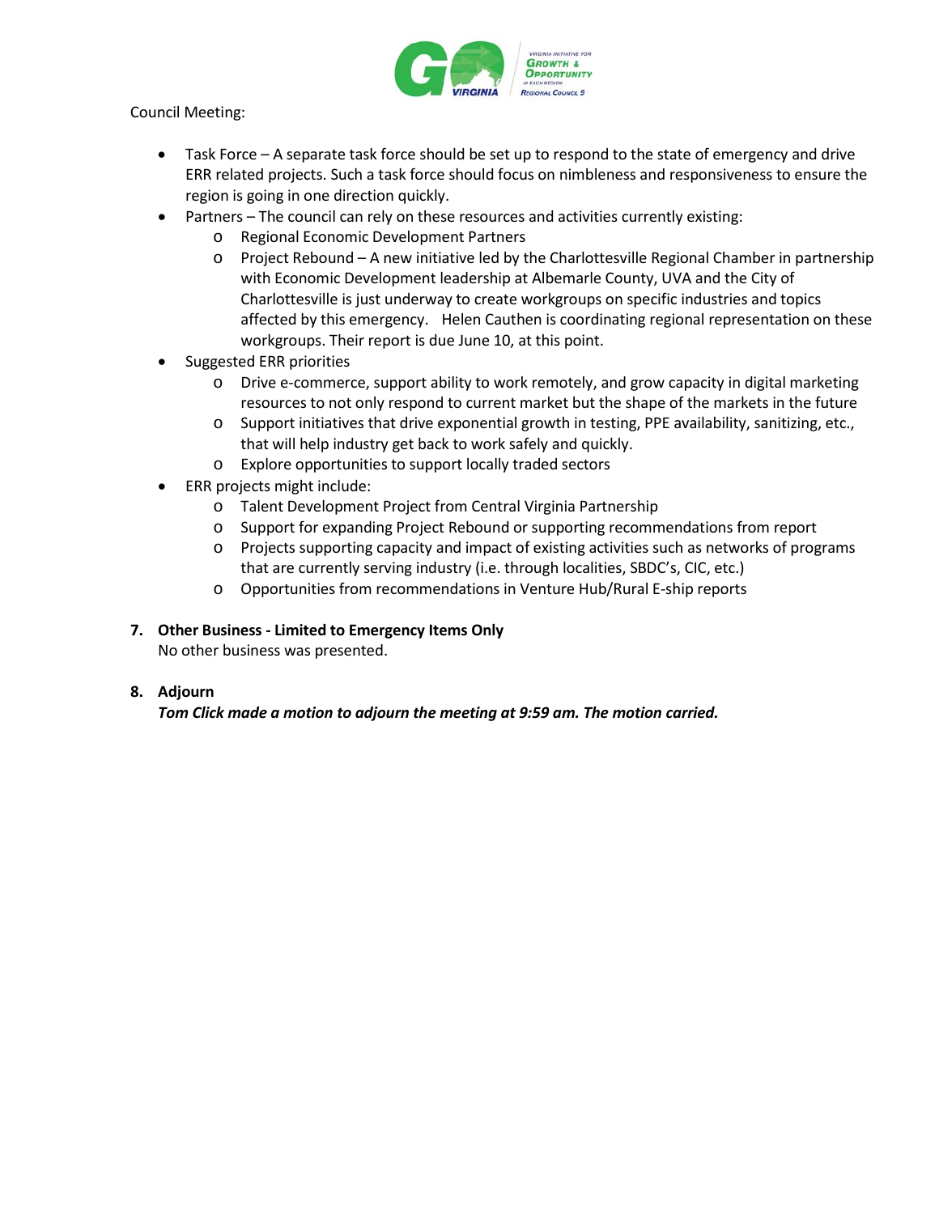Council Meeting:

- Task Force – A separate task force should be set up to respond to the state of emergency and drive ERR related projects. Such a task force should focus on nimbleness and responsiveness to ensure the region is going in one direction quickly.
- Partners – The council can rely on these resources and activities currently existing:
  - Regional Economic Development Partners
  - Project Rebound – A new initiative led by the Charlottesville Regional Chamber in partnership with Economic Development leadership at Albemarle County, UVA and the City of Charlottesville is just underway to create workgroups on specific industries and topics affected by this emergency. Helen Cauthen is coordinating regional representation on these workgroups. Their report is due June 10, at this point.
- Suggested ERR priorities
  - Drive e-commerce, support ability to work remotely, and grow capacity in digital marketing resources to not only respond to current market but the shape of the markets in the future
  - Support initiatives that drive exponential growth in testing, PPE availability, sanitizing, etc., that will help industry get back to work safely and quickly.
  - Explore opportunities to support locally traded sectors
- ERR projects might include:
  - Talent Development Project from Central Virginia Partnership
  - Support for expanding Project Rebound or supporting recommendations from report
  - Projects supporting capacity and impact of existing activities such as networks of programs that are currently serving industry (i.e. through localities, SBDC's, CIC, etc.)
  - Opportunities from recommendations in Venture Hub/Rural E-ship reports

**7. Other Business - Limited to Emergency Items Only**

No other business was presented.

**8. Adjourn**

***Tom Click made a motion to adjourn the meeting at 9:59 am. The motion carried.***